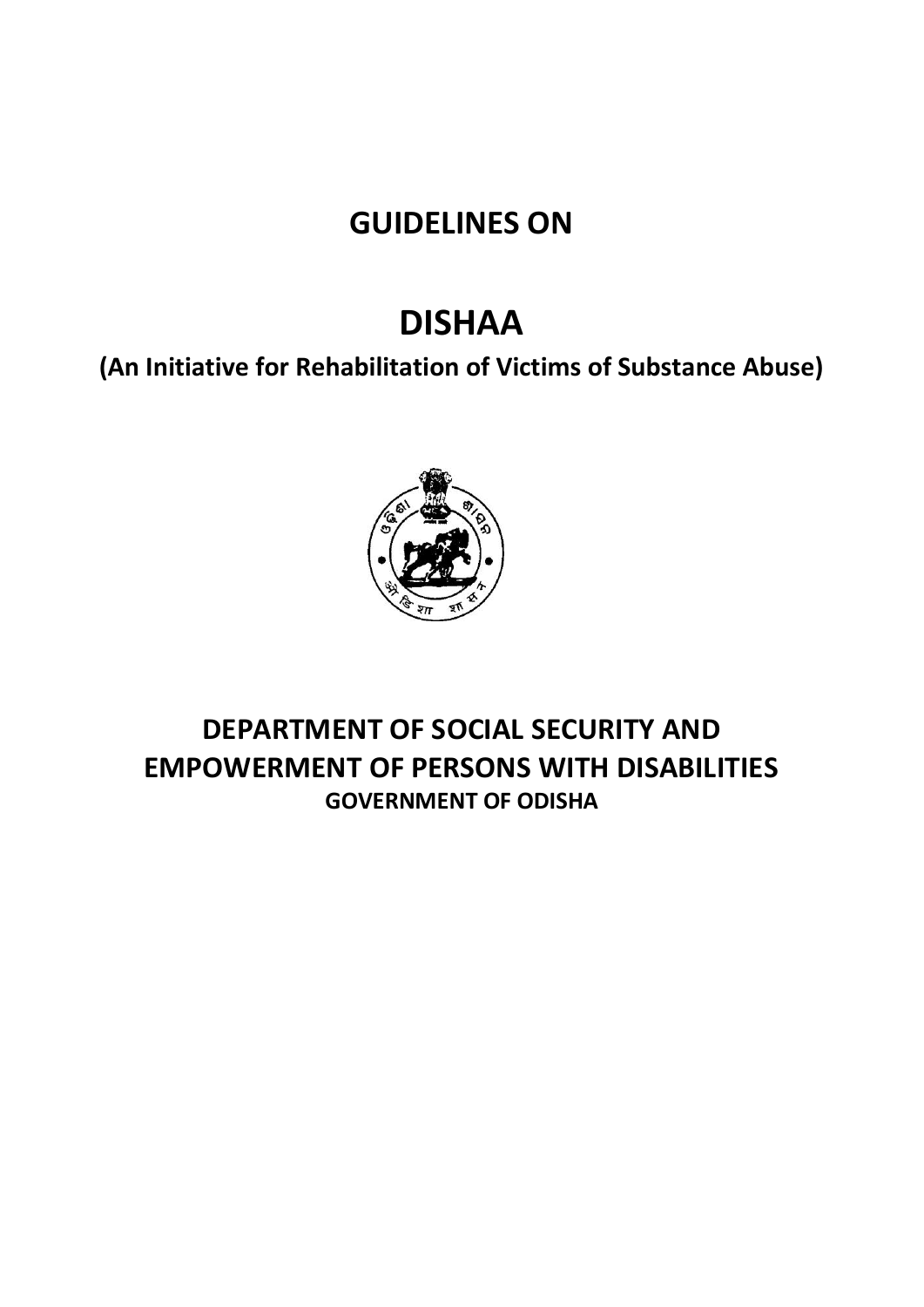# GUIDELINES ON

# DISHAA

**(An Initiative for Rehabilitation of Victims of Substance Abuse)**

## DEPARTMENT OF SOCIAL SECURITY AND EMPOWERMENT OF PERSONS WITH DISABILITIES

**GOVERNMENT OF ODISHA**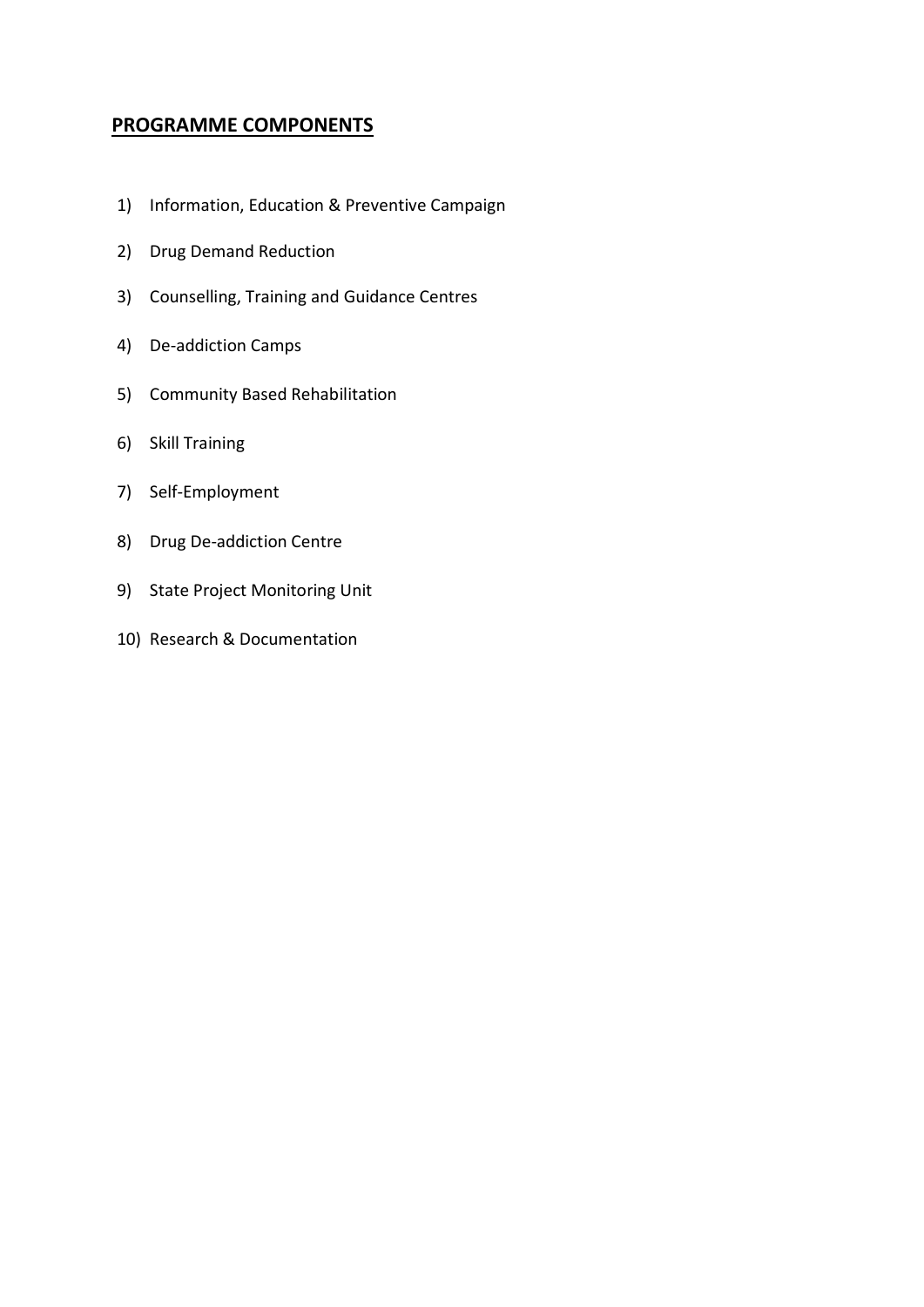## PROGRAMME COMPONENTS

1) Information, Education & Preventive Campaign
2) Drug Demand Reduction
3) Counselling, Training and Guidance Centres
4) De-addiction Camps
5) Community Based Rehabilitation
6) Skill Training
7) Self-Employment
8) Drug De-addiction Centre
9) State Project Monitoring Unit
10) Research & Documentation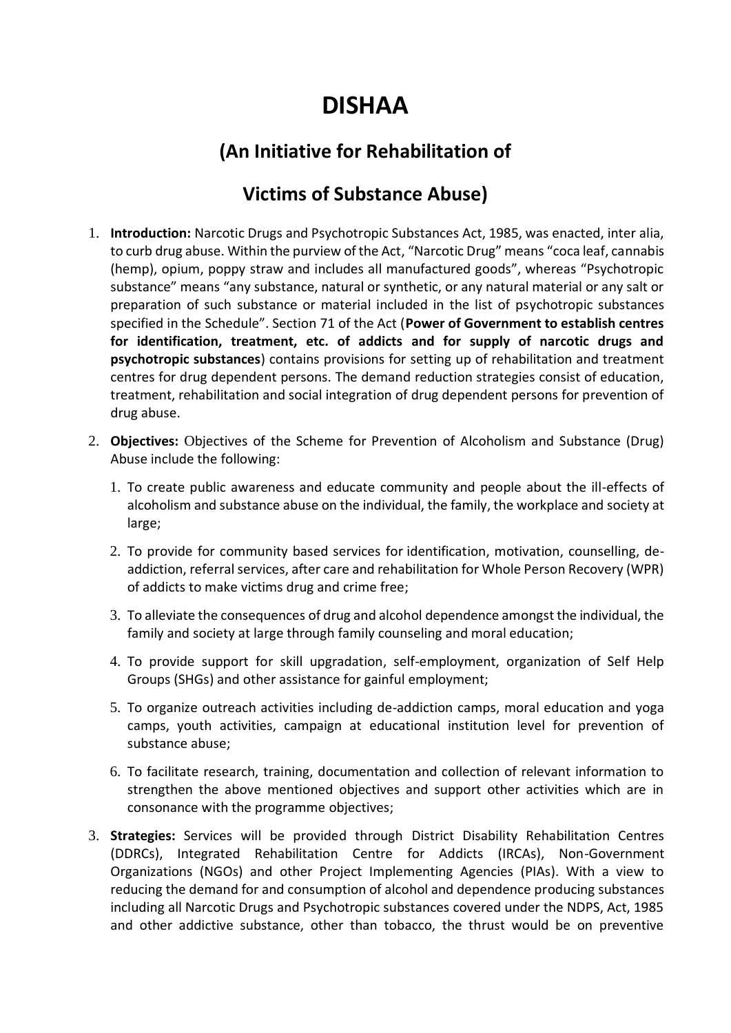# DISHAA

## (An Initiative for Rehabilitation of Victims of Substance Abuse)

1. **Introduction:** Narcotic Drugs and Psychotropic Substances Act, 1985, was enacted, inter alia, to curb drug abuse. Within the purview of the Act, "Narcotic Drug" means "coca leaf, cannabis (hemp), opium, poppy straw and includes all manufactured goods", whereas "Psychotropic substance" means "any substance, natural or synthetic, or any natural material or any salt or preparation of such substance or material included in the list of psychotropic substances specified in the Schedule". Section 71 of the Act (**Power of Government to establish centres for identification, treatment, etc. of addicts and for supply of narcotic drugs and psychotropic substances**) contains provisions for setting up of rehabilitation and treatment centres for drug dependent persons. The demand reduction strategies consist of education, treatment, rehabilitation and social integration of drug dependent persons for prevention of drug abuse.

2. **Objectives:** Objectives of the Scheme for Prevention of Alcoholism and Substance (Drug) Abuse include the following:

    1. To create public awareness and educate community and people about the ill-effects of alcoholism and substance abuse on the individual, the family, the workplace and society at large;
    2. To provide for community based services for identification, motivation, counselling, de-addiction, referral services, after care and rehabilitation for Whole Person Recovery (WPR) of addicts to make victims drug and crime free;
    3. To alleviate the consequences of drug and alcohol dependence amongst the individual, the family and society at large through family counseling and moral education;
    4. To provide support for skill upgradation, self-employment, organization of Self Help Groups (SHGs) and other assistance for gainful employment;
    5. To organize outreach activities including de-addiction camps, moral education and yoga camps, youth activities, campaign at educational institution level for prevention of substance abuse;
    6. To facilitate research, training, documentation and collection of relevant information to strengthen the above mentioned objectives and support other activities which are in consonance with the programme objectives;

3. **Strategies:** Services will be provided through District Disability Rehabilitation Centres (DDRCs), Integrated Rehabilitation Centre for Addicts (IRCAs), Non-Government Organizations (NGOs) and other Project Implementing Agencies (PIAs). With a view to reducing the demand for and consumption of alcohol and dependence producing substances including all Narcotic Drugs and Psychotropic substances covered under the NDPS, Act, 1985 and other addictive substance, other than tobacco, the thrust would be on preventive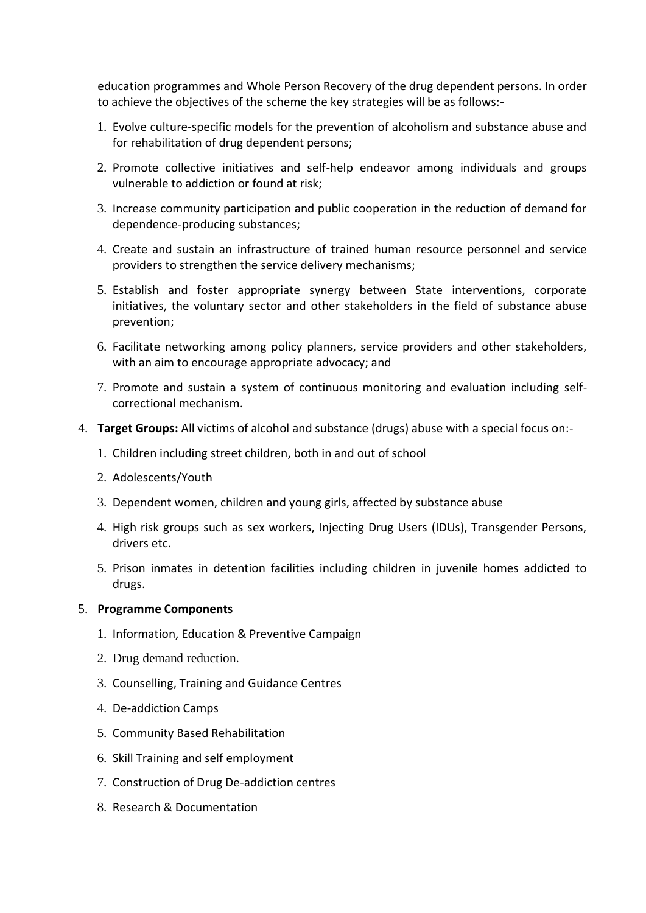education programmes and Whole Person Recovery of the drug dependent persons. In order to achieve the objectives of the scheme the key strategies will be as follows:-

1. Evolve culture-specific models for the prevention of alcoholism and substance abuse and for rehabilitation of drug dependent persons;
2. Promote collective initiatives and self-help endeavor among individuals and groups vulnerable to addiction or found at risk;
3. Increase community participation and public cooperation in the reduction of demand for dependence-producing substances;
4. Create and sustain an infrastructure of trained human resource personnel and service providers to strengthen the service delivery mechanisms;
5. Establish and foster appropriate synergy between State interventions, corporate initiatives, the voluntary sector and other stakeholders in the field of substance abuse prevention;
6. Facilitate networking among policy planners, service providers and other stakeholders, with an aim to encourage appropriate advocacy; and
7. Promote and sustain a system of continuous monitoring and evaluation including self-correctional mechanism.

4. **Target Groups:** All victims of alcohol and substance (drugs) abuse with a special focus on:-
    1. Children including street children, both in and out of school
    2. Adolescents/Youth
    3. Dependent women, children and young girls, affected by substance abuse
    4. High risk groups such as sex workers, Injecting Drug Users (IDUs), Transgender Persons, drivers etc.
    5. Prison inmates in detention facilities including children in juvenile homes addicted to drugs.

5. **Programme Components**
    1. Information, Education & Preventive Campaign
    2. Drug demand reduction.
    3. Counselling, Training and Guidance Centres
    4. De-addiction Camps
    5. Community Based Rehabilitation
    6. Skill Training and self employment
    7. Construction of Drug De-addiction centres
    8. Research & Documentation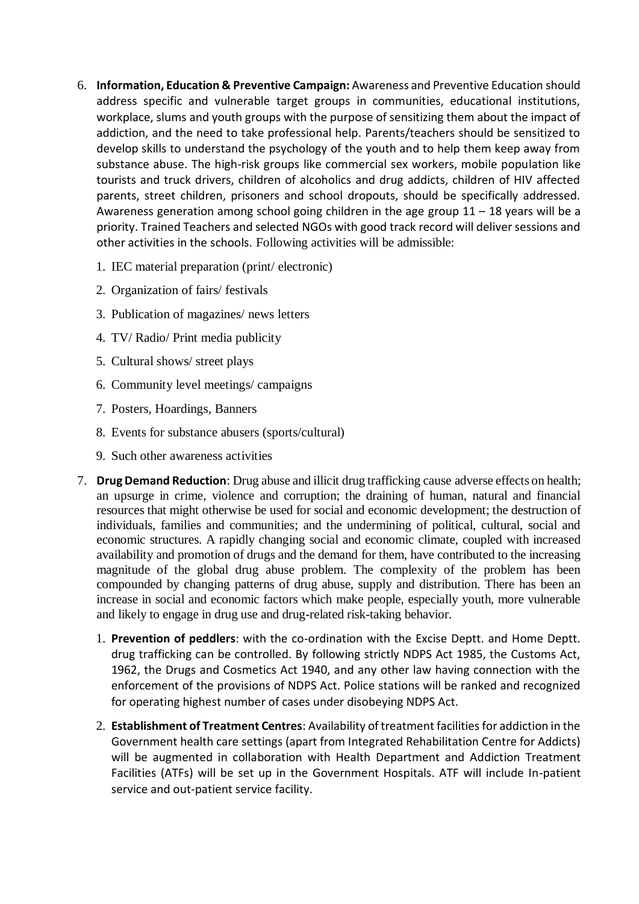6. **Information, Education & Preventive Campaign:** Awareness and Preventive Education should address specific and vulnerable target groups in communities, educational institutions, workplace, slums and youth groups with the purpose of sensitizing them about the impact of addiction, and the need to take professional help. Parents/teachers should be sensitized to develop skills to understand the psychology of the youth and to help them keep away from substance abuse. The high-risk groups like commercial sex workers, mobile population like tourists and truck drivers, children of alcoholics and drug addicts, children of HIV affected parents, street children, prisoners and school dropouts, should be specifically addressed. Awareness generation among school going children in the age group 11 – 18 years will be a priority. Trained Teachers and selected NGOs with good track record will deliver sessions and other activities in the schools. Following activities will be admissible:

    1. IEC material preparation (print/ electronic)
    2. Organization of fairs/ festivals
    3. Publication of magazines/ news letters
    4. TV/ Radio/ Print media publicity
    5. Cultural shows/ street plays
    6. Community level meetings/ campaigns
    7. Posters, Hoardings, Banners
    8. Events for substance abusers (sports/cultural)
    9. Such other awareness activities

7. **Drug Demand Reduction**: Drug abuse and illicit drug trafficking cause adverse effects on health; an upsurge in crime, violence and corruption; the draining of human, natural and financial resources that might otherwise be used for social and economic development; the destruction of individuals, families and communities; and the undermining of political, cultural, social and economic structures. A rapidly changing social and economic climate, coupled with increased availability and promotion of drugs and the demand for them, have contributed to the increasing magnitude of the global drug abuse problem. The complexity of the problem has been compounded by changing patterns of drug abuse, supply and distribution. There has been an increase in social and economic factors which make people, especially youth, more vulnerable and likely to engage in drug use and drug-related risk-taking behavior.

    1. **Prevention of peddlers**: with the co-ordination with the Excise Deptt. and Home Deptt. drug trafficking can be controlled. By following strictly NDPS Act 1985, the Customs Act, 1962, the Drugs and Cosmetics Act 1940, and any other law having connection with the enforcement of the provisions of NDPS Act. Police stations will be ranked and recognized for operating highest number of cases under disobeying NDPS Act.
    2. **Establishment of Treatment Centres**: Availability of treatment facilities for addiction in the Government health care settings (apart from Integrated Rehabilitation Centre for Addicts) will be augmented in collaboration with Health Department and Addiction Treatment Facilities (ATFs) will be set up in the Government Hospitals. ATF will include In-patient service and out-patient service facility.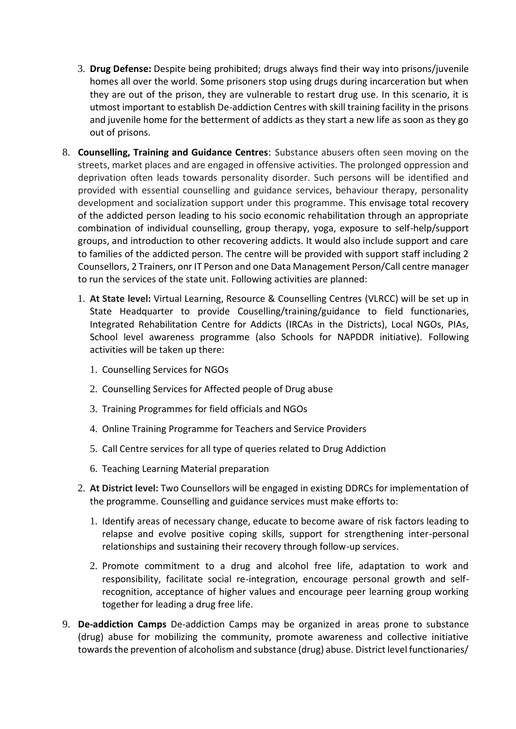3. **Drug Defense:** Despite being prohibited; drugs always find their way into prisons/juvenile homes all over the world. Some prisoners stop using drugs during incarceration but when they are out of the prison, they are vulnerable to restart drug use. In this scenario, it is utmost important to establish De-addiction Centres with skill training facility in the prisons and juvenile home for the betterment of addicts as they start a new life as soon as they go out of prisons.

8. **Counselling, Training and Guidance Centres**: Substance abusers often seen moving on the streets, market places and are engaged in offensive activities. The prolonged oppression and deprivation often leads towards personality disorder. Such persons will be identified and provided with essential counselling and guidance services, behaviour therapy, personality development and socialization support under this programme. This envisage total recovery of the addicted person leading to his socio economic rehabilitation through an appropriate combination of individual counselling, group therapy, yoga, exposure to self-help/support groups, and introduction to other recovering addicts. It would also include support and care to families of the addicted person. The centre will be provided with support staff including 2 Counsellors, 2 Trainers, onr IT Person and one Data Management Person/Call centre manager to run the services of the state unit. Following activities are planned:

   1. **At State level:** Virtual Learning, Resource & Counselling Centres (VLRCC) will be set up in State Headquarter to provide Couselling/training/guidance to field functionaries, Integrated Rehabilitation Centre for Addicts (IRCAs in the Districts), Local NGOs, PIAs, School level awareness programme (also Schools for NAPDDR initiative). Following activities will be taken up there:

      1. Counselling Services for NGOs
      2. Counselling Services for Affected people of Drug abuse
      3. Training Programmes for field officials and NGOs
      4. Online Training Programme for Teachers and Service Providers
      5. Call Centre services for all type of queries related to Drug Addiction
      6. Teaching Learning Material preparation

   2. **At District level:** Two Counsellors will be engaged in existing DDRCs for implementation of the programme. Counselling and guidance services must make efforts to:

      1. Identify areas of necessary change, educate to become aware of risk factors leading to relapse and evolve positive coping skills, support for strengthening inter-personal relationships and sustaining their recovery through follow-up services.
      2. Promote commitment to a drug and alcohol free life, adaptation to work and responsibility, facilitate social re-integration, encourage personal growth and self-recognition, acceptance of higher values and encourage peer learning group working together for leading a drug free life.

9. **De-addiction Camps** De-addiction Camps may be organized in areas prone to substance (drug) abuse for mobilizing the community, promote awareness and collective initiative towards the prevention of alcoholism and substance (drug) abuse. District level functionaries/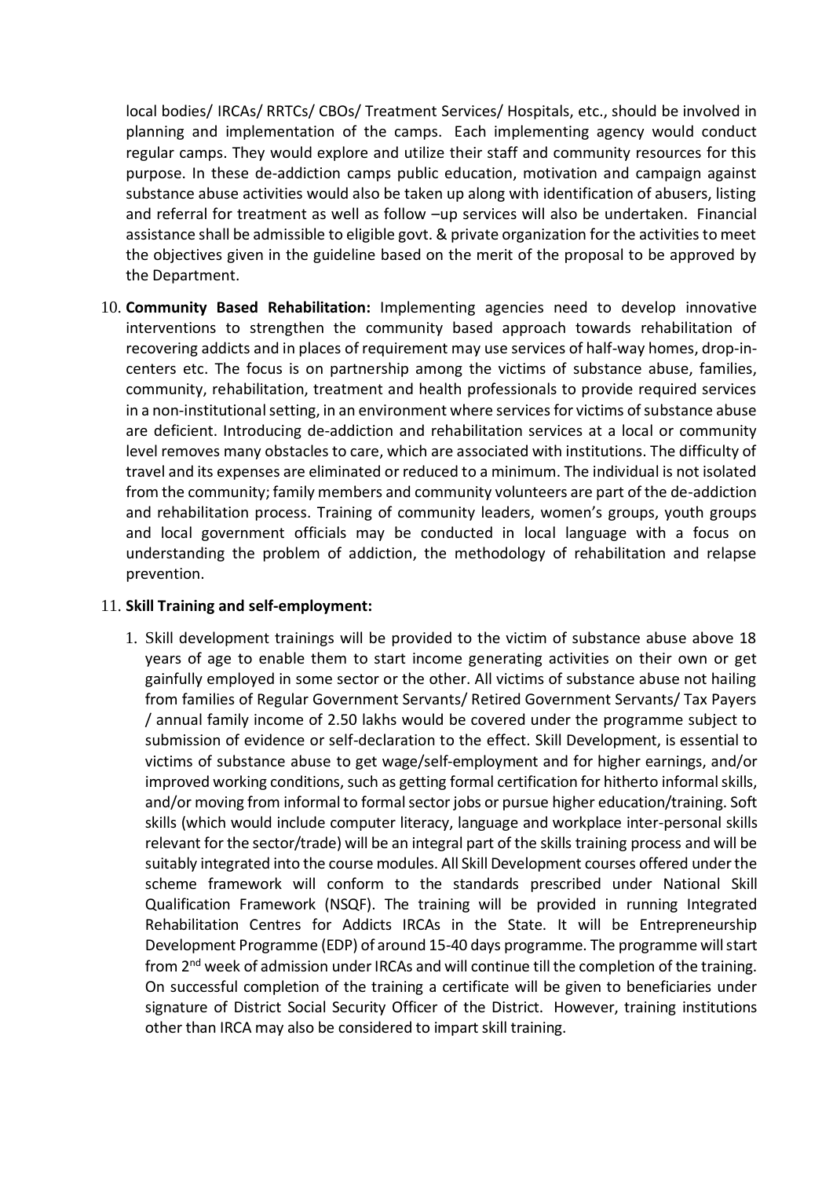local bodies/ IRCAs/ RRTCs/ CBOs/ Treatment Services/ Hospitals, etc., should be involved in planning and implementation of the camps. Each implementing agency would conduct regular camps. They would explore and utilize their staff and community resources for this purpose. In these de-addiction camps public education, motivation and campaign against substance abuse activities would also be taken up along with identification of abusers, listing and referral for treatment as well as follow –up services will also be undertaken. Financial assistance shall be admissible to eligible govt. & private organization for the activities to meet the objectives given in the guideline based on the merit of the proposal to be approved by the Department.

10. **Community Based Rehabilitation:** Implementing agencies need to develop innovative interventions to strengthen the community based approach towards rehabilitation of recovering addicts and in places of requirement may use services of half-way homes, drop-in-centers etc. The focus is on partnership among the victims of substance abuse, families, community, rehabilitation, treatment and health professionals to provide required services in a non-institutional setting, in an environment where services for victims of substance abuse are deficient. Introducing de-addiction and rehabilitation services at a local or community level removes many obstacles to care, which are associated with institutions. The difficulty of travel and its expenses are eliminated or reduced to a minimum. The individual is not isolated from the community; family members and community volunteers are part of the de-addiction and rehabilitation process. Training of community leaders, women's groups, youth groups and local government officials may be conducted in local language with a focus on understanding the problem of addiction, the methodology of rehabilitation and relapse prevention.

11. **Skill Training and self-employment:**

    1. Skill development trainings will be provided to the victim of substance abuse above 18 years of age to enable them to start income generating activities on their own or get gainfully employed in some sector or the other. All victims of substance abuse not hailing from families of Regular Government Servants/ Retired Government Servants/ Tax Payers / annual family income of 2.50 lakhs would be covered under the programme subject to submission of evidence or self-declaration to the effect. Skill Development, is essential to victims of substance abuse to get wage/self-employment and for higher earnings, and/or improved working conditions, such as getting formal certification for hitherto informal skills, and/or moving from informal to formal sector jobs or pursue higher education/training. Soft skills (which would include computer literacy, language and workplace inter-personal skills relevant for the sector/trade) will be an integral part of the skills training process and will be suitably integrated into the course modules. All Skill Development courses offered under the scheme framework will conform to the standards prescribed under National Skill Qualification Framework (NSQF). The training will be provided in running Integrated Rehabilitation Centres for Addicts IRCAs in the State. It will be Entrepreneurship Development Programme (EDP) of around 15-40 days programme. The programme will start from 2nd week of admission under IRCAs and will continue till the completion of the training. On successful completion of the training a certificate will be given to beneficiaries under signature of District Social Security Officer of the District. However, training institutions other than IRCA may also be considered to impart skill training.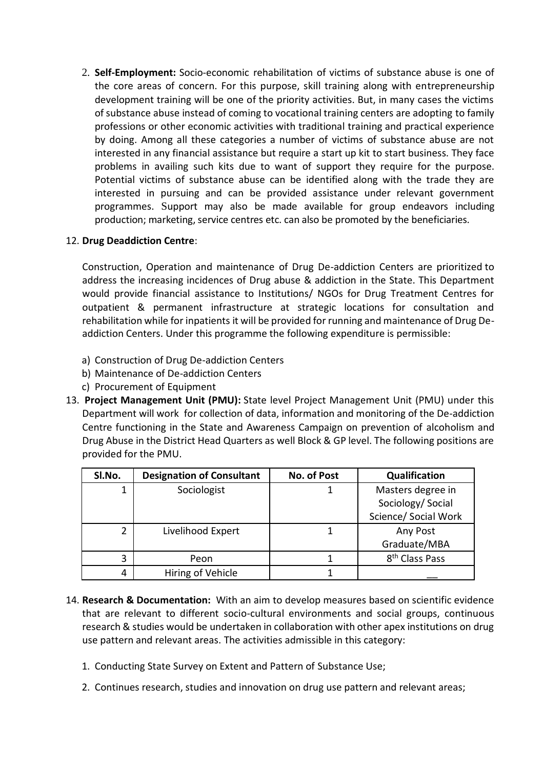2. **Self-Employment:** Socio-economic rehabilitation of victims of substance abuse is one of the core areas of concern. For this purpose, skill training along with entrepreneurship development training will be one of the priority activities. But, in many cases the victims of substance abuse instead of coming to vocational training centers are adopting to family professions or other economic activities with traditional training and practical experience by doing. Among all these categories a number of victims of substance abuse are not interested in any financial assistance but require a start up kit to start business. They face problems in availing such kits due to want of support they require for the purpose. Potential victims of substance abuse can be identified along with the trade they are interested in pursuing and can be provided assistance under relevant government programmes. Support may also be made available for group endeavors including production; marketing, service centres etc. can also be promoted by the beneficiaries.

12. **Drug Deaddiction Centre**:

Construction, Operation and maintenance of Drug De-addiction Centers are prioritized to address the increasing incidences of Drug abuse & addiction in the State. This Department would provide financial assistance to Institutions/ NGOs for Drug Treatment Centres for outpatient & permanent infrastructure at strategic locations for consultation and rehabilitation while for inpatients it will be provided for running and maintenance of Drug De-addiction Centers. Under this programme the following expenditure is permissible:

a) Construction of Drug De-addiction Centers
b) Maintenance of De-addiction Centers
c) Procurement of Equipment

13. **Project Management Unit (PMU):** State level Project Management Unit (PMU) under this Department will work for collection of data, information and monitoring of the De-addiction Centre functioning in the State and Awareness Campaign on prevention of alcoholism and Drug Abuse in the District Head Quarters as well Block & GP level. The following positions are provided for the PMU.

| Sl.No. | Designation of Consultant | No. of Post | Qualification |
|---|---|---|---|
| 1 | Sociologist | 1 | Masters degree in Sociology/ Social Science/ Social Work |
| 2 | Livelihood Expert | 1 | Any Post Graduate/MBA |
| 3 | Peon | 1 | 8th Class Pass |
| 4 | Hiring of Vehicle | 1 | __ |

14. **Research & Documentation:** With an aim to develop measures based on scientific evidence that are relevant to different socio-cultural environments and social groups, continuous research & studies would be undertaken in collaboration with other apex institutions on drug use pattern and relevant areas. The activities admissible in this category:

1. Conducting State Survey on Extent and Pattern of Substance Use;

2. Continues research, studies and innovation on drug use pattern and relevant areas;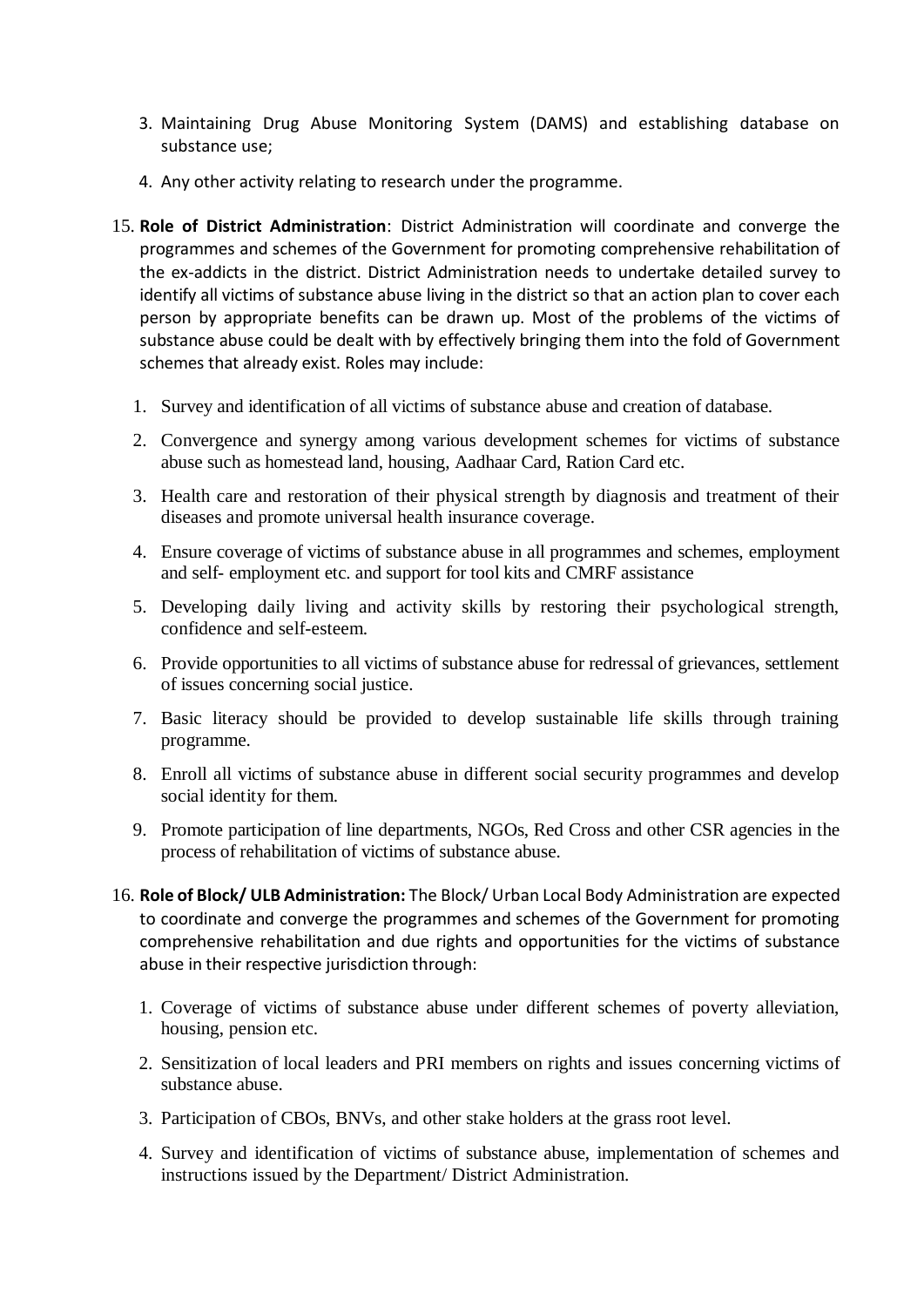3. Maintaining Drug Abuse Monitoring System (DAMS) and establishing database on substance use;
4. Any other activity relating to research under the programme.

15. **Role of District Administration**: District Administration will coordinate and converge the programmes and schemes of the Government for promoting comprehensive rehabilitation of the ex-addicts in the district. District Administration needs to undertake detailed survey to identify all victims of substance abuse living in the district so that an action plan to cover each person by appropriate benefits can be drawn up. Most of the problems of the victims of substance abuse could be dealt with by effectively bringing them into the fold of Government schemes that already exist. Roles may include:

    1. Survey and identification of all victims of substance abuse and creation of database.
    2. Convergence and synergy among various development schemes for victims of substance abuse such as homestead land, housing, Aadhaar Card, Ration Card etc.
    3. Health care and restoration of their physical strength by diagnosis and treatment of their diseases and promote universal health insurance coverage.
    4. Ensure coverage of victims of substance abuse in all programmes and schemes, employment and self- employment etc. and support for tool kits and CMRF assistance
    5. Developing daily living and activity skills by restoring their psychological strength, confidence and self-esteem.
    6. Provide opportunities to all victims of substance abuse for redressal of grievances, settlement of issues concerning social justice.
    7. Basic literacy should be provided to develop sustainable life skills through training programme.
    8. Enroll all victims of substance abuse in different social security programmes and develop social identity for them.
    9. Promote participation of line departments, NGOs, Red Cross and other CSR agencies in the process of rehabilitation of victims of substance abuse.

16. **Role of Block/ ULB Administration:** The Block/ Urban Local Body Administration are expected to coordinate and converge the programmes and schemes of the Government for promoting comprehensive rehabilitation and due rights and opportunities for the victims of substance abuse in their respective jurisdiction through:

    1. Coverage of victims of substance abuse under different schemes of poverty alleviation, housing, pension etc.
    2. Sensitization of local leaders and PRI members on rights and issues concerning victims of substance abuse.
    3. Participation of CBOs, BNVs, and other stake holders at the grass root level.
    4. Survey and identification of victims of substance abuse, implementation of schemes and instructions issued by the Department/ District Administration.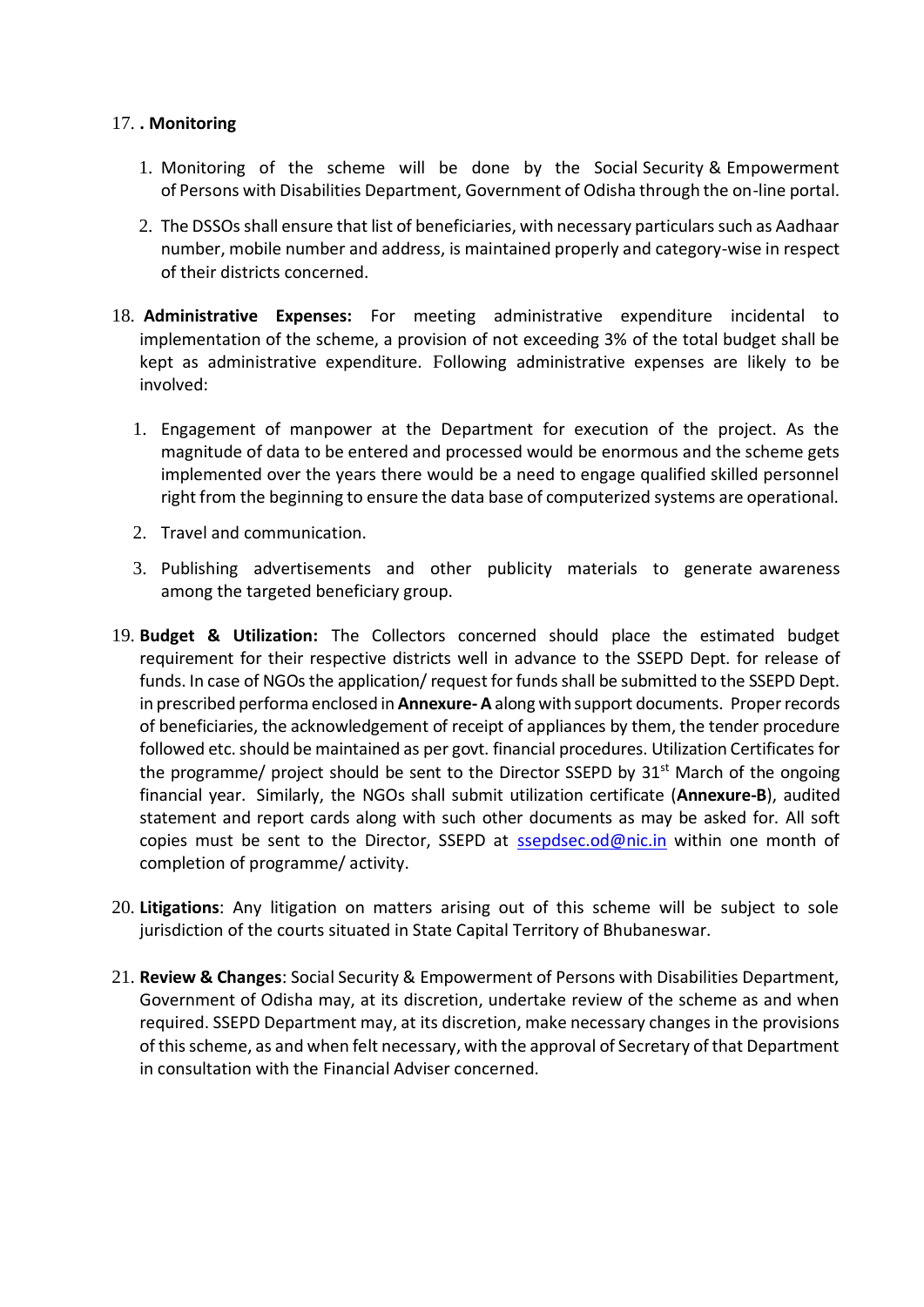17. **. Monitoring**

1. Monitoring of the scheme will be done by the Social Security & Empowerment of Persons with Disabilities Department, Government of Odisha through the on-line portal.
2. The DSSOs shall ensure that list of beneficiaries, with necessary particulars such as Aadhaar number, mobile number and address, is maintained properly and category-wise in respect of their districts concerned.

18. **Administrative Expenses:** For meeting administrative expenditure incidental to implementation of the scheme, a provision of not exceeding 3% of the total budget shall be kept as administrative expenditure. Following administrative expenses are likely to be involved:

1. Engagement of manpower at the Department for execution of the project. As the magnitude of data to be entered and processed would be enormous and the scheme gets implemented over the years there would be a need to engage qualified skilled personnel right from the beginning to ensure the data base of computerized systems are operational.
2. Travel and communication.
3. Publishing advertisements and other publicity materials to generate awareness among the targeted beneficiary group.

19. **Budget & Utilization:** The Collectors concerned should place the estimated budget requirement for their respective districts well in advance to the SSEPD Dept. for release of funds. In case of NGOs the application/ request for funds shall be submitted to the SSEPD Dept. in prescribed performa enclosed in **Annexure- A** along with support documents. Proper records of beneficiaries, the acknowledgement of receipt of appliances by them, the tender procedure followed etc. should be maintained as per govt. financial procedures. Utilization Certificates for the programme/ project should be sent to the Director SSEPD by 31st March of the ongoing financial year. Similarly, the NGOs shall submit utilization certificate (**Annexure-B**), audited statement and report cards along with such other documents as may be asked for. All soft copies must be sent to the Director, SSEPD at ssepdsec.od@nic.in within one month of completion of programme/ activity.

20. **Litigations**: Any litigation on matters arising out of this scheme will be subject to sole jurisdiction of the courts situated in State Capital Territory of Bhubaneswar.

21. **Review & Changes**: Social Security & Empowerment of Persons with Disabilities Department, Government of Odisha may, at its discretion, undertake review of the scheme as and when required. SSEPD Department may, at its discretion, make necessary changes in the provisions of this scheme, as and when felt necessary, with the approval of Secretary of that Department in consultation with the Financial Adviser concerned.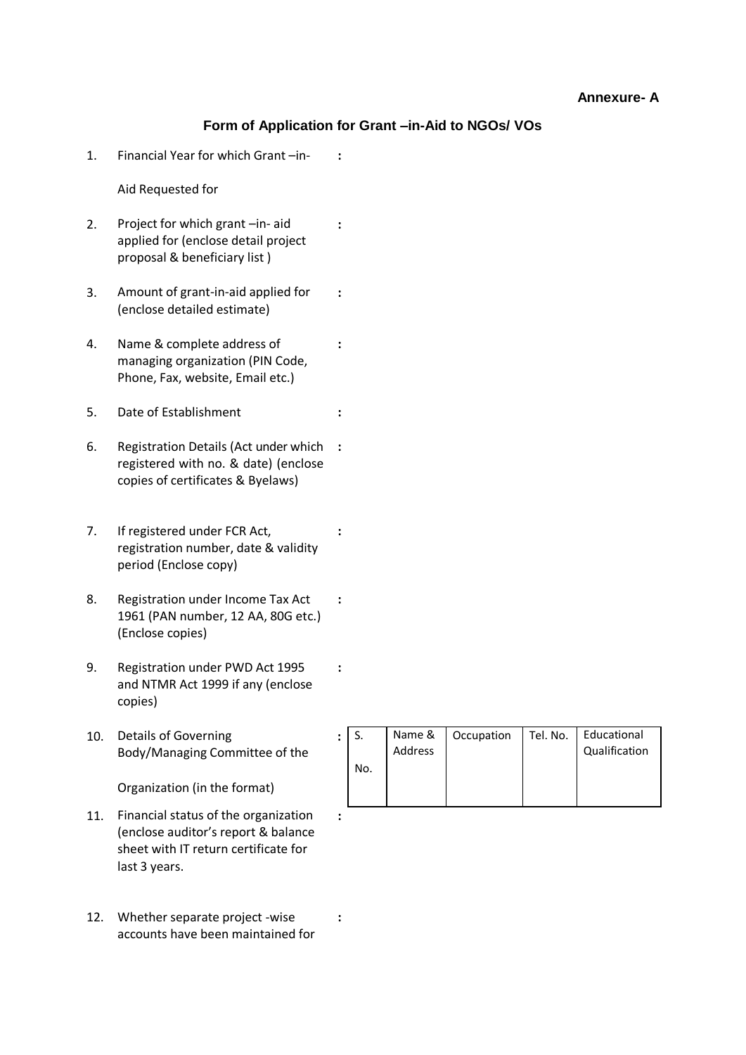**Annexure- A**

## Form of Application for Grant –in-Aid to NGOs/ VOs

1. Financial Year for which Grant –in- Aid Requested for :

2. Project for which grant –in- aid applied for (enclose detail project proposal & beneficiary list ) :

3. Amount of grant-in-aid applied for (enclose detailed estimate) :

4. Name & complete address of managing organization (PIN Code, Phone, Fax, website, Email etc.) :

5. Date of Establishment :

6. Registration Details (Act under which registered with no. & date) (enclose copies of certificates & Byelaws) :

7. If registered under FCR Act, registration number, date & validity period (Enclose copy) :

8. Registration under Income Tax Act 1961 (PAN number, 12 AA, 80G etc.) (Enclose copies) :

9. Registration under PWD Act 1995 and NTMR Act 1999 if any (enclose copies) :

10. Details of Governing Body/Managing Committee of the Organization (in the format) :

| S. No. | Name & Address | Occupation | Tel. No. | Educational Qualification |
|---|---|---|---|---|
| | | | | |

11. Financial status of the organization (enclose auditor's report & balance sheet with IT return certificate for last 3 years. :

12. Whether separate project -wise accounts have been maintained for :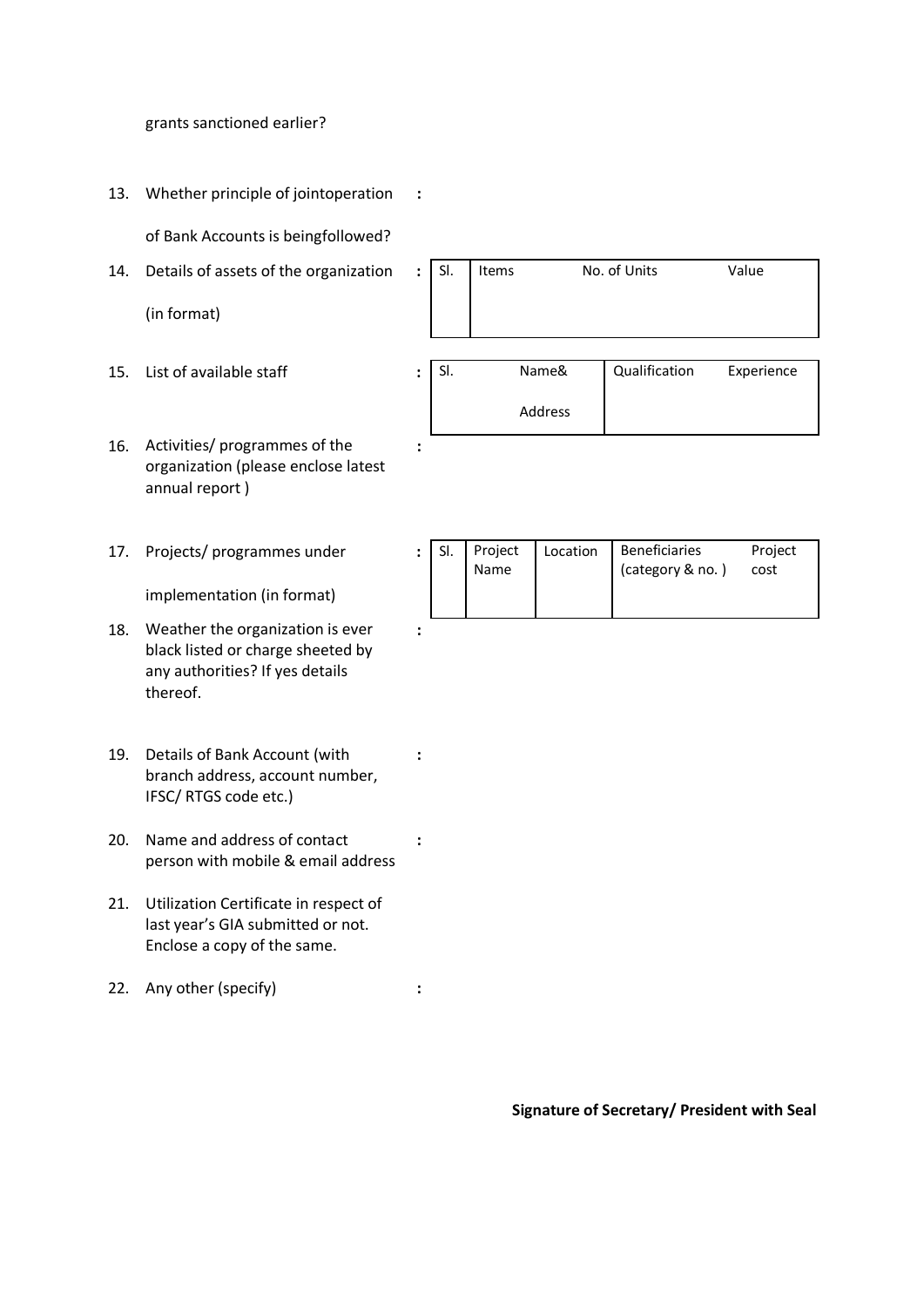grants sanctioned earlier?

13. Whether principle of jointoperation of Bank Accounts is beingfollowed? :

14. Details of assets of the organization (in format) :

| Sl. | Items | No. of Units | Value |
|---|---|---|---|
| | | | |

15. List of available staff :

| Sl. | Name& Address | Qualification | Experience |
|---|---|---|---|
| | | | |

16. Activities/ programmes of the organization (please enclose latest annual report ) :

17. Projects/ programmes under implementation (in format) :

| Sl. | Project Name | Location | Beneficiaries (category & no. ) | Project cost |
|---|---|---|---|---|
| | | | | |

18. Weather the organization is ever black listed or charge sheeted by any authorities? If yes details thereof. :

19. Details of Bank Account (with branch address, account number, IFSC/ RTGS code etc.) :

20. Name and address of contact person with mobile & email address :

21. Utilization Certificate in respect of last year's GIA submitted or not. Enclose a copy of the same.

22. Any other (specify) :

**Signature of Secretary/ President with Seal**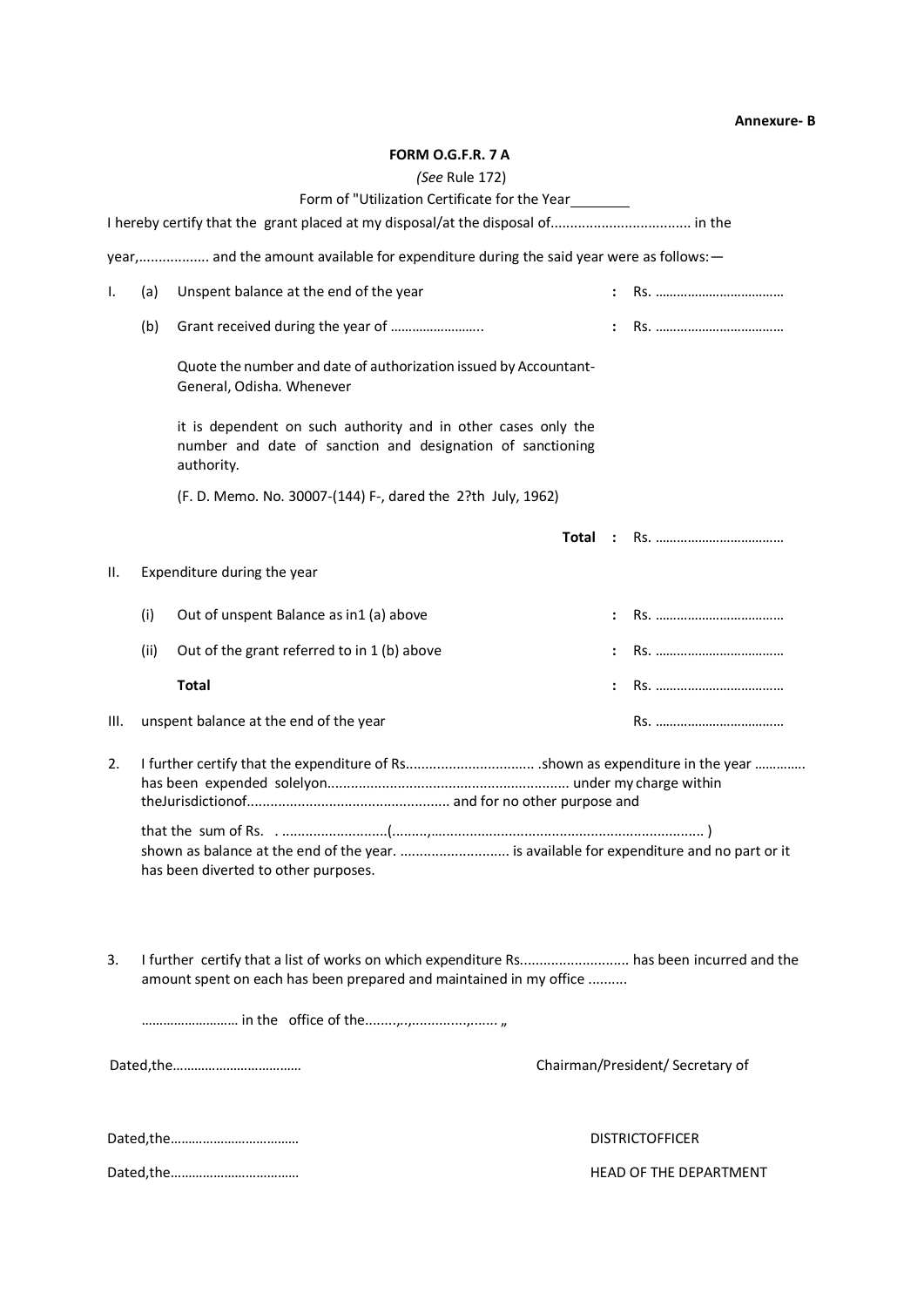**Annexure- B**

**FORM O.G.F.R. 7 A**

*(See* Rule 172)

Form of "Utilization Certificate for the Year________

I hereby certify that the grant placed at my disposal/at the disposal of.................................... in the

year,.................. and the amount available for expenditure during the said year were as follows:—

| | | | | |
|---|---|---|---|---|
| I. | (a) | Unspent balance at the end of the year | : | Rs. ................................... |
| | (b) | Grant received during the year of ……………………... | : | Rs. ................................... |
| | | Quote the number and date of authorization issued by Accountant-General, Odisha. Whenever<br><br>it is dependent on such authority and in other cases only the number and date of sanction and designation of sanctioning authority.<br><br>(F. D. Memo. No. 30007-(144) F-, dared the 2?th July, 1962) | | |
| | | **Total** | : | Rs. ................................... |
| II. | | Expenditure during the year | | |
| | (i) | Out of unspent Balance as in1 (a) above | : | Rs. ................................... |
| | (ii) | Out of the grant referred to in 1 (b) above | : | Rs. ................................... |
| | | **Total** | : | Rs. ................................... |
| III. | | unspent balance at the end of the year | | Rs. ................................... |

2. I further certify that the expenditure of Rs................................. .shown as expenditure in the year …………. has been expended solelyon............................................................. under my charge within theJurisdictionof.................................................... and for no other purpose and

   that the sum of Rs. . ...........................(.........,...................................................................... ) shown as balance at the end of the year. ............................ is available for expenditure and no part or it has been diverted to other purposes.

3. I further certify that a list of works on which expenditure Rs............................ has been incurred and the amount spent on each has been prepared and maintained in my office ..........

   ……………………… in the office of the........,..,..............,....... „

Dated,the………………………………  Chairman/President/ Secretary of

Dated,the………………………………  DISTRICTOFFICER

Dated,the………………………………  HEAD OF THE DEPARTMENT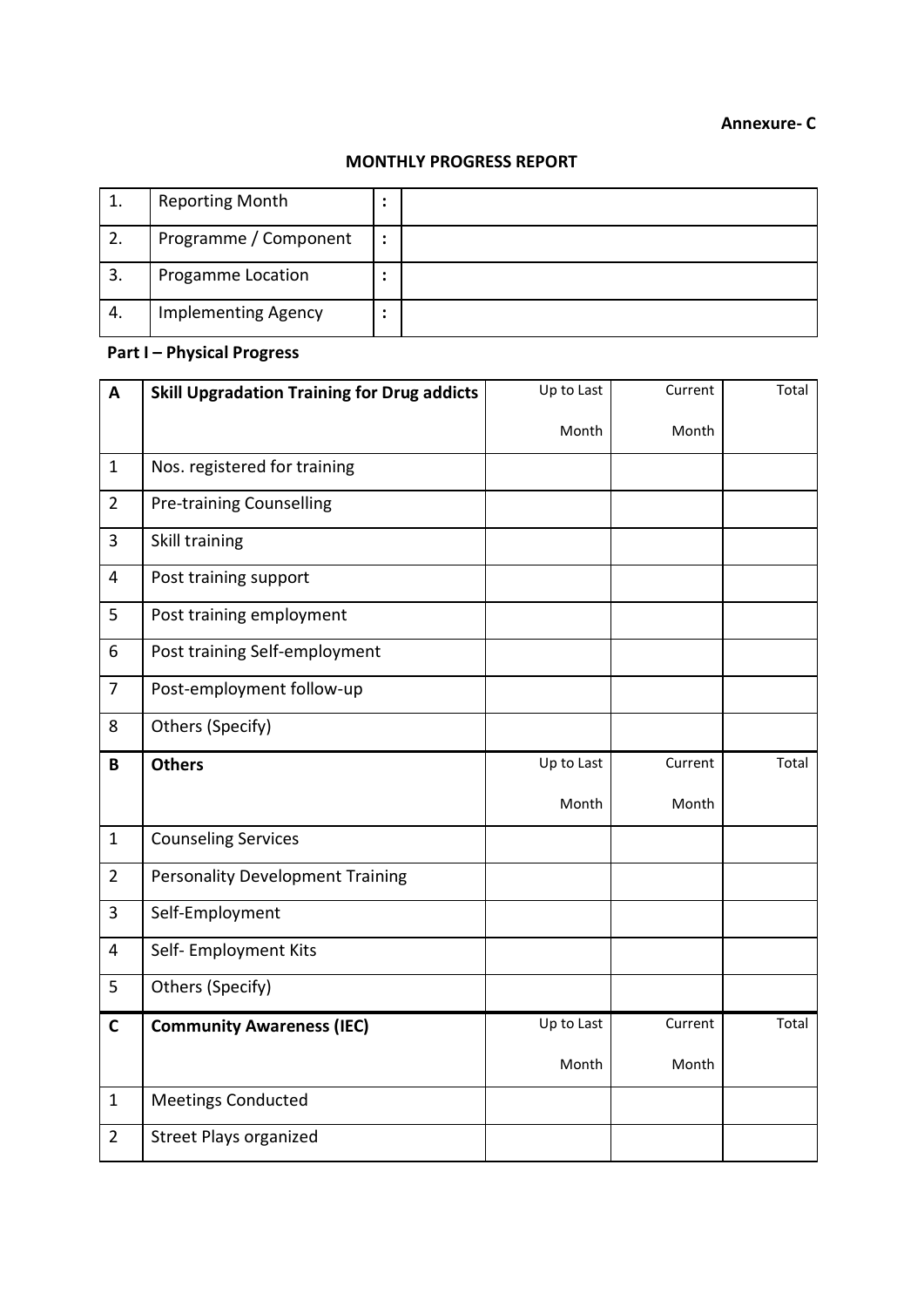**Annexure- C**

## MONTHLY PROGRESS REPORT

| | | | |
|---|---|---|---|
| 1. | Reporting Month | : | |
| 2. | Programme / Component | : | |
| 3. | Progamme Location | : | |
| 4. | Implementing Agency | : | |

**Part I – Physical Progress**

| A | Skill Upgradation Training for Drug addicts | Up to Last Month | Current Month | Total |
|---|---|---|---|---|
| 1 | Nos. registered for training | | | |
| 2 | Pre-training Counselling | | | |
| 3 | Skill training | | | |
| 4 | Post training support | | | |
| 5 | Post training employment | | | |
| 6 | Post training Self-employment | | | |
| 7 | Post-employment follow-up | | | |
| 8 | Others (Specify) | | | |
| **B** | **Others** | Up to Last Month | Current Month | Total |
| 1 | Counseling Services | | | |
| 2 | Personality Development Training | | | |
| 3 | Self-Employment | | | |
| 4 | Self- Employment Kits | | | |
| 5 | Others (Specify) | | | |
| **C** | **Community Awareness (IEC)** | Up to Last Month | Current Month | Total |
| 1 | Meetings Conducted | | | |
| 2 | Street Plays organized | | | |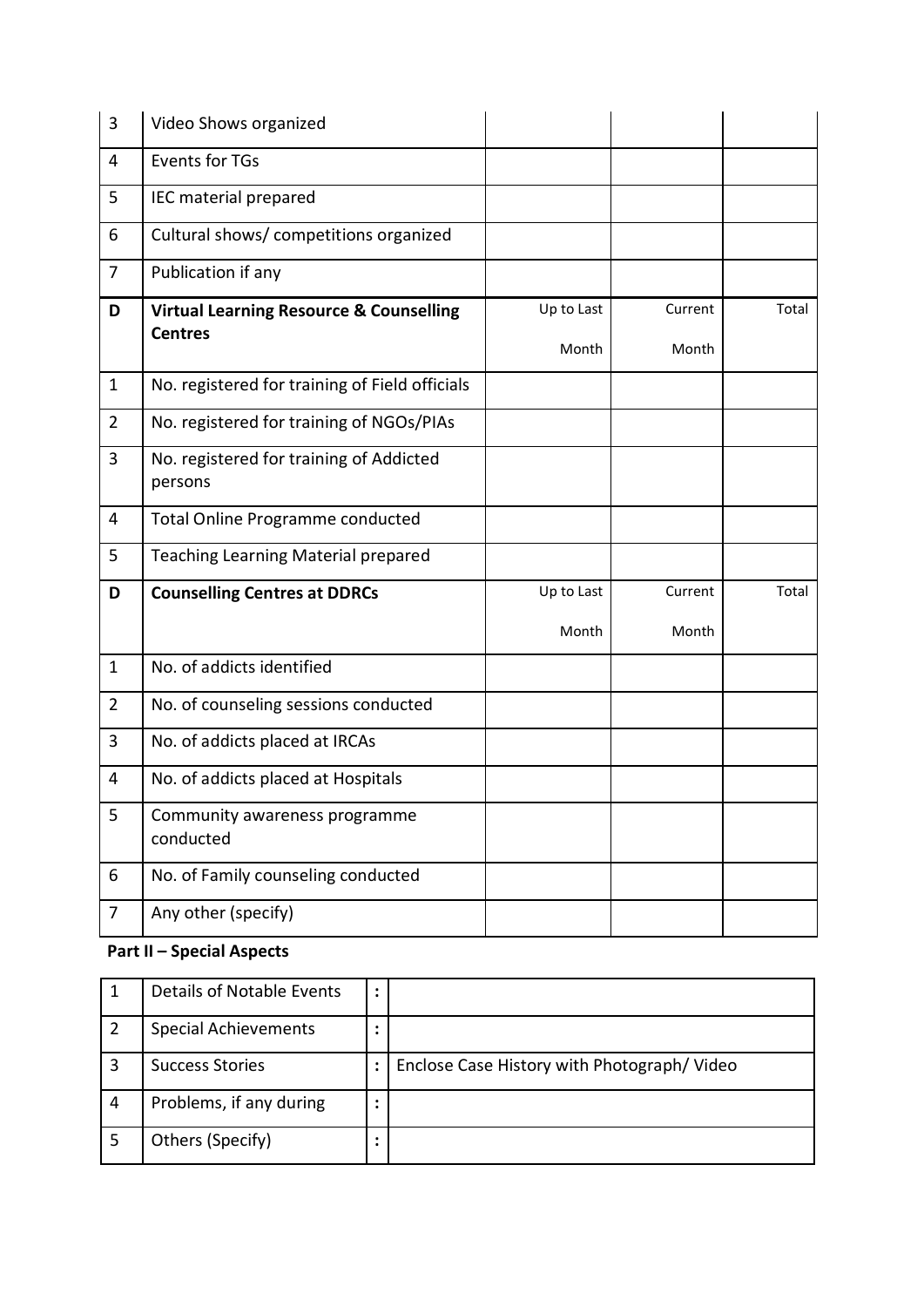| 3 | Video Shows organized | | | |
|---|---|---|---|---|
| 4 | Events for TGs | | | |
| 5 | IEC material prepared | | | |
| 6 | Cultural shows/ competitions organized | | | |
| 7 | Publication if any | | | |
| **D** | **Virtual Learning Resource & Counselling Centres** | Up to Last Month | Current Month | Total |
| 1 | No. registered for training of Field officials | | | |
| 2 | No. registered for training of NGOs/PIAs | | | |
| 3 | No. registered for training of Addicted persons | | | |
| 4 | Total Online Programme conducted | | | |
| 5 | Teaching Learning Material prepared | | | |
| **D** | **Counselling Centres at DDRCs** | Up to Last Month | Current Month | Total |
| 1 | No. of addicts identified | | | |
| 2 | No. of counseling sessions conducted | | | |
| 3 | No. of addicts placed at IRCAs | | | |
| 4 | No. of addicts placed at Hospitals | | | |
| 5 | Community awareness programme conducted | | | |
| 6 | No. of Family counseling conducted | | | |
| 7 | Any other (specify) | | | |

**Part II – Special Aspects**

| 1 | Details of Notable Events | : | |
|---|---|---|---|
| 2 | Special Achievements | : | |
| 3 | Success Stories | : | Enclose Case History with Photograph/ Video |
| 4 | Problems, if any during | : | |
| 5 | Others (Specify) | : | |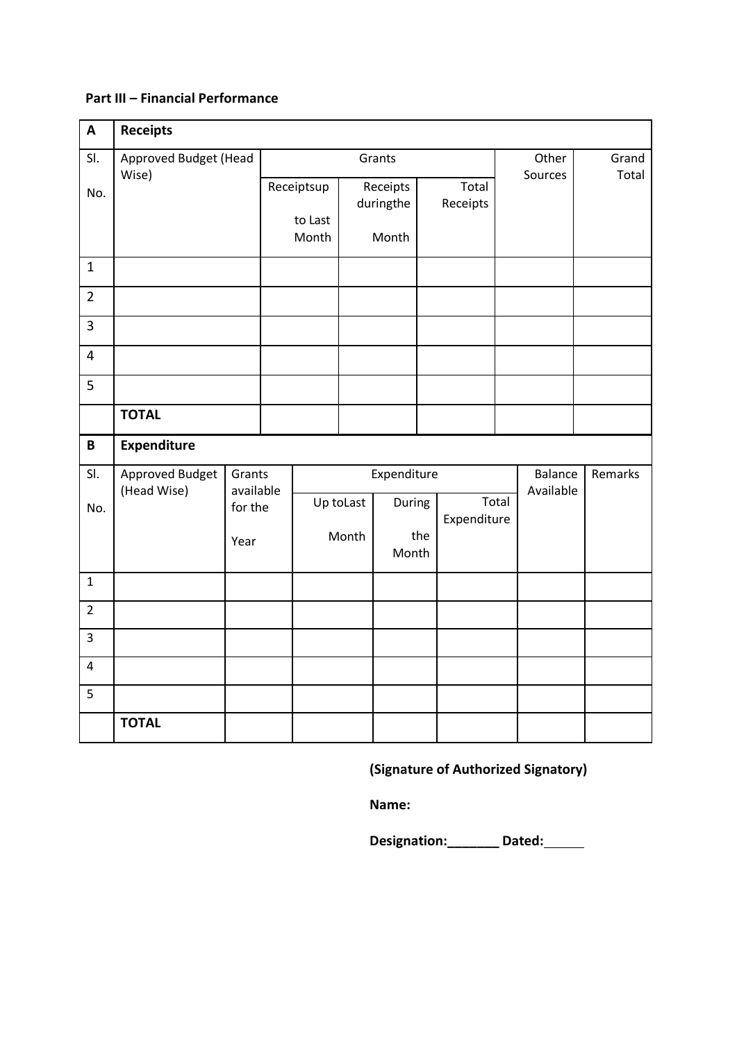**Part III – Financial Performance**

| A | Receipts | | | | | |
|---|---|---|---|---|---|---|
| Sl. No. | Approved Budget (Head Wise) | Grants | | | Other Sources | Grand Total |
| | | Receiptsup to Last Month | Receipts duringthe Month | Total Receipts | | |
| 1 | | | | | | |
| 2 | | | | | | |
| 3 | | | | | | |
| 4 | | | | | | |
| 5 | | | | | | |
| | **TOTAL** | | | | | |

| B | Expenditure | | | | | | |
|---|---|---|---|---|---|---|---|
| Sl. No. | Approved Budget (Head Wise) | Grants available for the Year | Expenditure | | | Balance Available | Remarks |
| | | | Up toLast Month | During the Month | Total Expenditure | | |
| 1 | | | | | | | |
| 2 | | | | | | | |
| 3 | | | | | | | |
| 4 | | | | | | | |
| 5 | | | | | | | |
| | **TOTAL** | | | | | | |

**(Signature of Authorized Signatory)**

**Name:**

**Designation:_______ Dated:______**